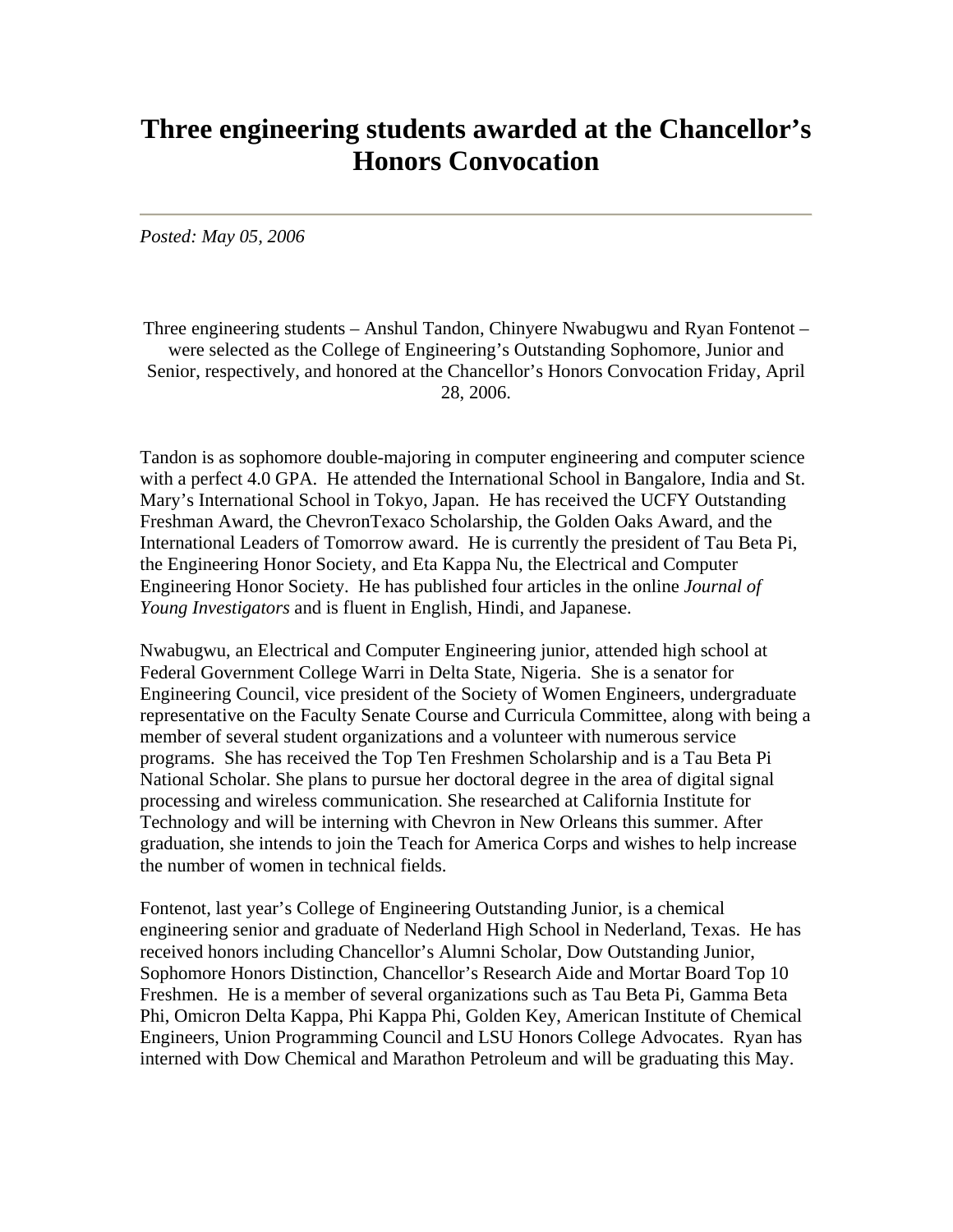# Three engineering students awarded at the Chancellor's Honors Convocation

*Posted: May 05, 2006*

Three engineering students – Anshul Tandon, Chinyere Nwabugwu and Ryan Fontenot – were selected as the College of Engineering's Outstanding Sophomore, Junior and Senior, respectively, and honored at the Chancellor's Honors Convocation Friday, April 28, 2006.

Tandon is as sophomore double-majoring in computer engineering and computer science with a perfect 4.0 GPA. He attended the International School in Bangalore, India and St. Mary's International School in Tokyo, Japan. He has received the UCFY Outstanding Freshman Award, the ChevronTexaco Scholarship, the Golden Oaks Award, and the International Leaders of Tomorrow award. He is currently the president of Tau Beta Pi, the Engineering Honor Society, and Eta Kappa Nu, the Electrical and Computer Engineering Honor Society. He has published four articles in the online *Journal of Young Investigators* and is fluent in English, Hindi, and Japanese.

Nwabugwu, an Electrical and Computer Engineering junior, attended high school at Federal Government College Warri in Delta State, Nigeria. She is a senator for Engineering Council, vice president of the Society of Women Engineers, undergraduate representative on the Faculty Senate Course and Curricula Committee, along with being a member of several student organizations and a volunteer with numerous service programs. She has received the Top Ten Freshmen Scholarship and is a Tau Beta Pi National Scholar. She plans to pursue her doctoral degree in the area of digital signal processing and wireless communication. She researched at California Institute for Technology and will be interning with Chevron in New Orleans this summer. After graduation, she intends to join the Teach for America Corps and wishes to help increase the number of women in technical fields.

Fontenot, last year's College of Engineering Outstanding Junior, is a chemical engineering senior and graduate of Nederland High School in Nederland, Texas. He has received honors including Chancellor's Alumni Scholar, Dow Outstanding Junior, Sophomore Honors Distinction, Chancellor's Research Aide and Mortar Board Top 10 Freshmen. He is a member of several organizations such as Tau Beta Pi, Gamma Beta Phi, Omicron Delta Kappa, Phi Kappa Phi, Golden Key, American Institute of Chemical Engineers, Union Programming Council and LSU Honors College Advocates. Ryan has interned with Dow Chemical and Marathon Petroleum and will be graduating this May.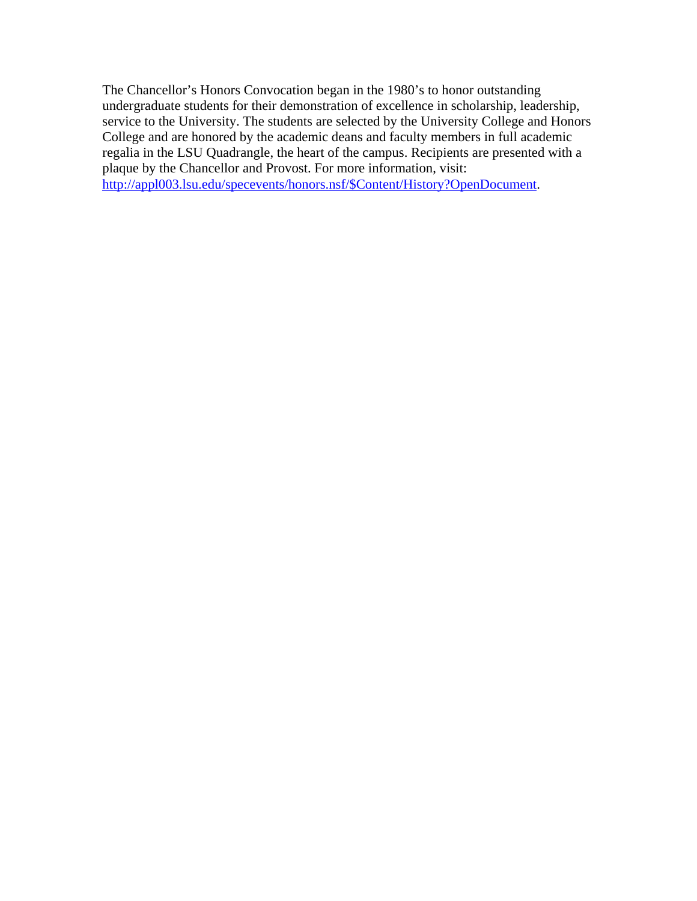The Chancellor’s Honors Convocation began in the 1980’s to honor outstanding undergraduate students for their demonstration of excellence in scholarship, leadership, service to the University. The students are selected by the University College and Honors College and are honored by the academic deans and faculty members in full academic regalia in the LSU Quadrangle, the heart of the campus. Recipients are presented with a plaque by the Chancellor and Provost. For more information, visit: [http://appl003.lsu.edu/specevents/honors.nsf/$Content/History?OpenDocument](http://appl003.lsu.edu/specevents/honors.nsf/$Content/History?OpenDocument).